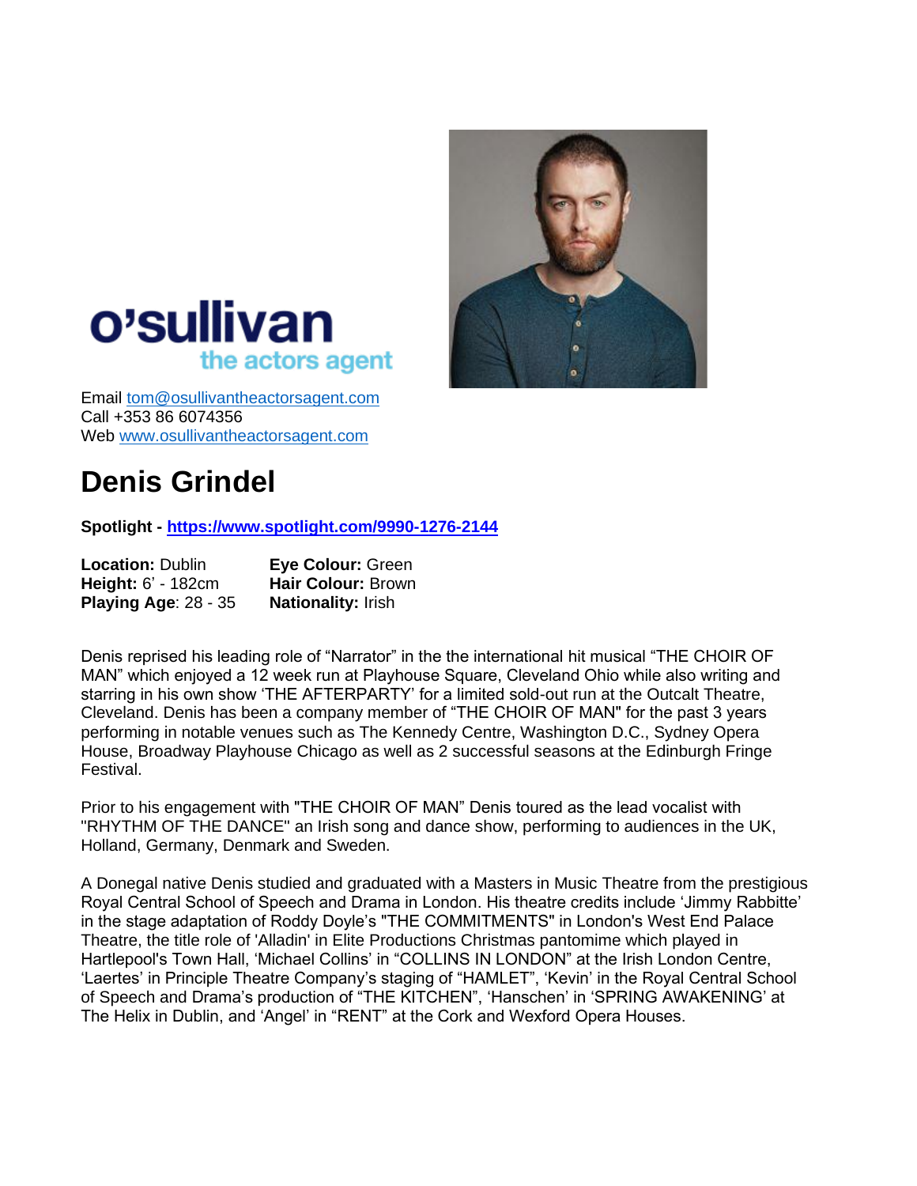o'sullivan
the actors agent

Email tom@osullivantheactorsagent.com
Call +353 86 6074356
Web www.osullivantheactorsagent.com

# Denis Grindel

**Spotlight - https://www.spotlight.com/9990-1276-2144**

| | |
|---|---|
| **Location:** Dublin | **Eye Colour:** Green |
| **Height:** 6' - 182cm | **Hair Colour:** Brown |
| **Playing Age**: 28 - 35 | **Nationality:** Irish |

Denis reprised his leading role of "Narrator" in the the international hit musical "THE CHOIR OF MAN" which enjoyed a 12 week run at Playhouse Square, Cleveland Ohio while also writing and starring in his own show 'THE AFTERPARTY' for a limited sold-out run at the Outcalt Theatre, Cleveland. Denis has been a company member of "THE CHOIR OF MAN" for the past 3 years performing in notable venues such as The Kennedy Centre, Washington D.C., Sydney Opera House, Broadway Playhouse Chicago as well as 2 successful seasons at the Edinburgh Fringe Festival.

Prior to his engagement with "THE CHOIR OF MAN" Denis toured as the lead vocalist with "RHYTHM OF THE DANCE" an Irish song and dance show, performing to audiences in the UK, Holland, Germany, Denmark and Sweden.

A Donegal native Denis studied and graduated with a Masters in Music Theatre from the prestigious Royal Central School of Speech and Drama in London. His theatre credits include 'Jimmy Rabbitte' in the stage adaptation of Roddy Doyle's "THE COMMITMENTS" in London's West End Palace Theatre, the title role of 'Alladin' in Elite Productions Christmas pantomime which played in Hartlepool's Town Hall, 'Michael Collins' in "COLLINS IN LONDON" at the Irish London Centre, 'Laertes' in Principle Theatre Company's staging of "HAMLET", 'Kevin' in the Royal Central School of Speech and Drama's production of "THE KITCHEN", 'Hanschen' in 'SPRING AWAKENING' at The Helix in Dublin, and 'Angel' in "RENT" at the Cork and Wexford Opera Houses.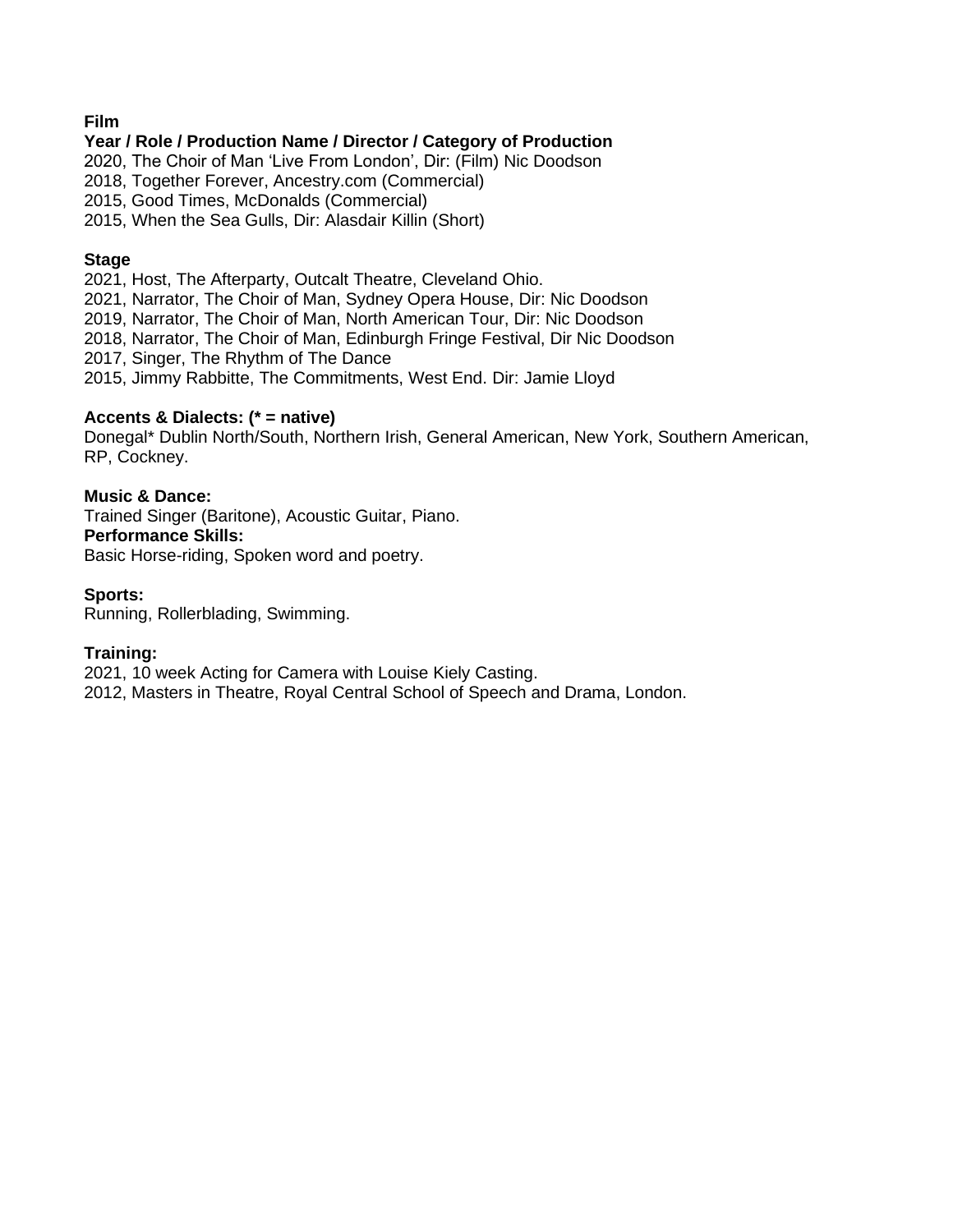**Film**

**Year / Role / Production Name / Director / Category of Production**

2020, The Choir of Man ‘Live From London’, Dir: (Film) Nic Doodson
2018, Together Forever, Ancestry.com (Commercial)
2015, Good Times, McDonalds (Commercial)
2015, When the Sea Gulls, Dir: Alasdair Killin (Short)

**Stage**

2021, Host, The Afterparty, Outcalt Theatre, Cleveland Ohio.
2021, Narrator, The Choir of Man, Sydney Opera House, Dir: Nic Doodson
2019, Narrator, The Choir of Man, North American Tour, Dir: Nic Doodson
2018, Narrator, The Choir of Man, Edinburgh Fringe Festival, Dir Nic Doodson
2017, Singer, The Rhythm of The Dance
2015, Jimmy Rabbitte, The Commitments, West End. Dir: Jamie Lloyd

**Accents & Dialects: (* = native)**

Donegal* Dublin North/South, Northern Irish, General American, New York, Southern American, RP, Cockney.

**Music & Dance:**

Trained Singer (Baritone), Acoustic Guitar, Piano.

**Performance Skills:**

Basic Horse-riding, Spoken word and poetry.

**Sports:**

Running, Rollerblading, Swimming.

**Training:**

2021, 10 week Acting for Camera with Louise Kiely Casting.
2012, Masters in Theatre, Royal Central School of Speech and Drama, London.